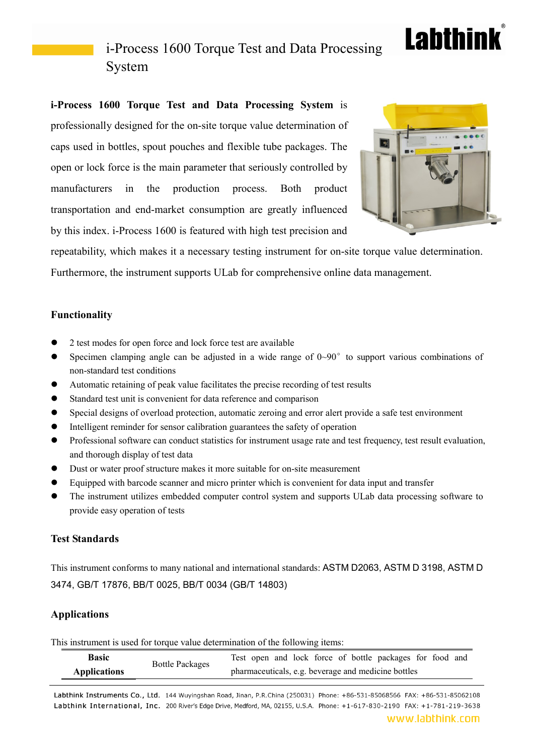# i-Process 1600 Torque Test and Data Processing System

**i-Process 1600 Torque Test and Data Processing System** is professionally designed for the on-site torque value determination of caps used in bottles, spout pouches and flexible tube packages. The open or lock force is the main parameter that seriously controlled by manufacturers in the production process. Both product transportation and end-market consumption are greatly influenced by this index. i-Process 1600 is featured with high test precision and repeatability, which makes it a necessary testing instrument for on-site torque value determination. Furthermore, the instrument supports ULab for comprehensive online data management.

## Functionality

- 2 test modes for open force and lock force test are available
- Specimen clamping angle can be adjusted in a wide range of 0~90° to support various combinations of non-standard test conditions
- Automatic retaining of peak value facilitates the precise recording of test results
- Standard test unit is convenient for data reference and comparison
- Special designs of overload protection, automatic zeroing and error alert provide a safe test environment
- Intelligent reminder for sensor calibration guarantees the safety of operation
- Professional software can conduct statistics for instrument usage rate and test frequency, test result evaluation, and thorough display of test data
- Dust or water proof structure makes it more suitable for on-site measurement
- Equipped with barcode scanner and micro printer which is convenient for data input and transfer
- The instrument utilizes embedded computer control system and supports ULab data processing software to provide easy operation of tests

## Test Standards

This instrument conforms to many national and international standards: ASTM D2063, ASTM D 3198, ASTM D 3474, GB/T 17876, BB/T 0025, BB/T 0034 (GB/T 14803)

## Applications

This instrument is used for torque value determination of the following items:

| | | |
|---|---|---|
| **Basic Applications** | Bottle Packages | Test open and lock force of bottle packages for food and pharmaceuticals, e.g. beverage and medicine bottles |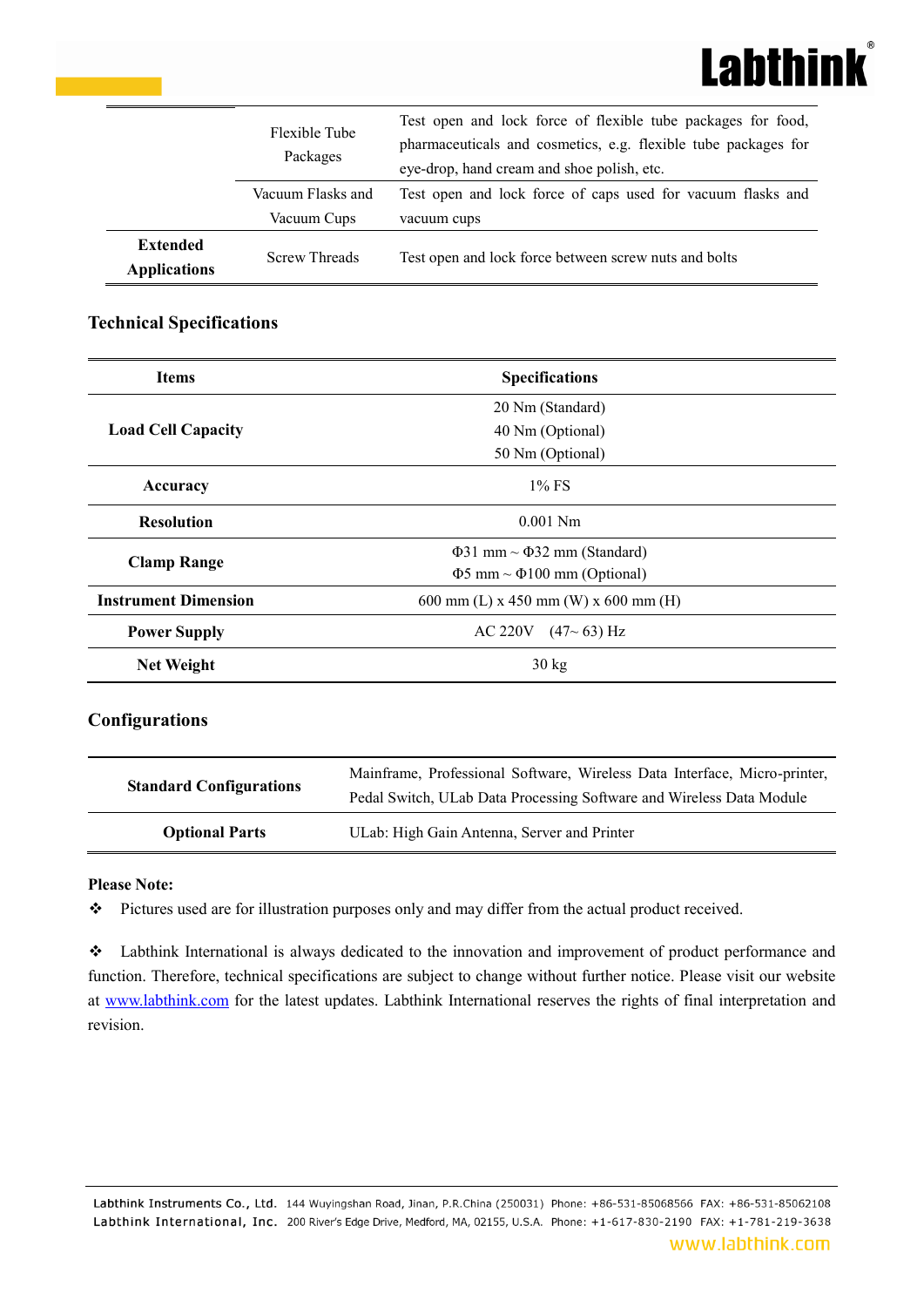| | | |
|---|---|---|
| | Flexible Tube Packages | Test open and lock force of flexible tube packages for food, pharmaceuticals and cosmetics, e.g. flexible tube packages for eye-drop, hand cream and shoe polish, etc. |
| | Vacuum Flasks and Vacuum Cups | Test open and lock force of caps used for vacuum flasks and vacuum cups |
| **Extended Applications** | Screw Threads | Test open and lock force between screw nuts and bolts |

## Technical Specifications

| Items | Specifications |
|---|---|
| **Load Cell Capacity** | 20 Nm (Standard)<br>40 Nm (Optional)<br>50 Nm (Optional) |
| **Accuracy** | 1% FS |
| **Resolution** | 0.001 Nm |
| **Clamp Range** | Φ31 mm ~ Φ32 mm (Standard)<br>Φ5 mm ~ Φ100 mm (Optional) |
| **Instrument Dimension** | 600 mm (L) x 450 mm (W) x 600 mm (H) |
| **Power Supply** | AC 220V (47~ 63) Hz |
| **Net Weight** | 30 kg |

## Configurations

| | |
|---|---|
| **Standard Configurations** | Mainframe, Professional Software, Wireless Data Interface, Micro-printer, Pedal Switch, ULab Data Processing Software and Wireless Data Module |
| **Optional Parts** | ULab: High Gain Antenna, Server and Printer |

**Please Note:**

❖ Pictures used are for illustration purposes only and may differ from the actual product received.

❖ Labthink International is always dedicated to the innovation and improvement of product performance and function. Therefore, technical specifications are subject to change without further notice. Please visit our website at www.labthink.com for the latest updates. Labthink International reserves the rights of final interpretation and revision.